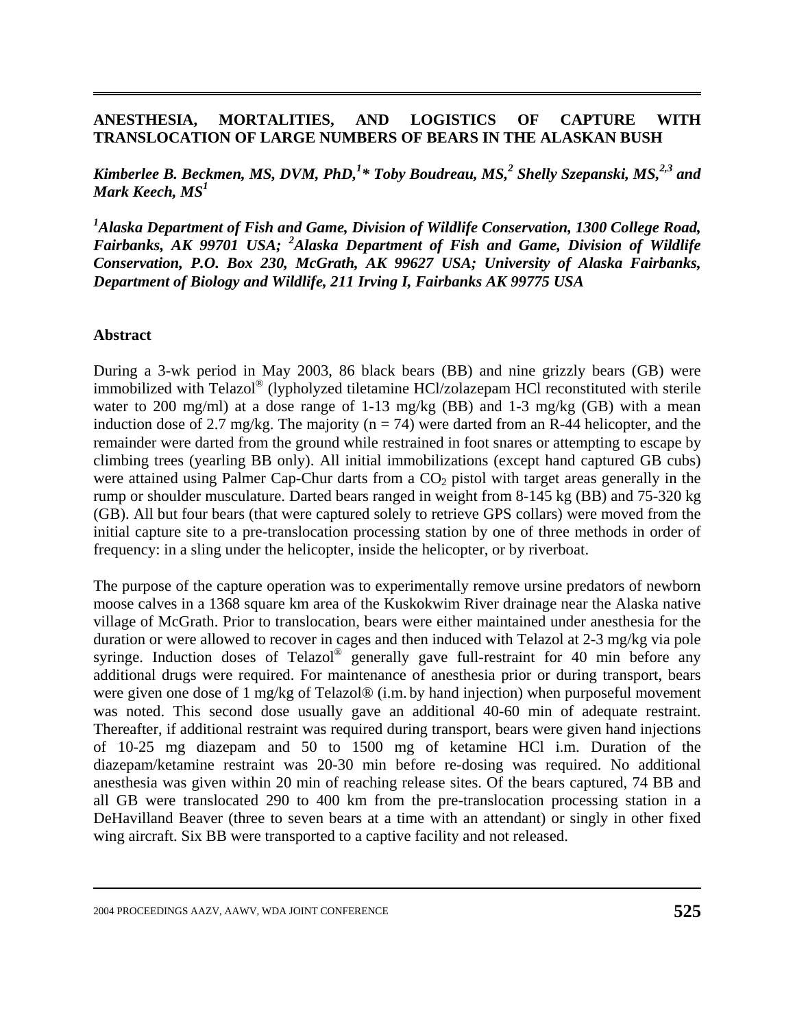# ANESTHESIA, MORTALITIES, AND LOGISTICS OF CAPTURE WITH TRANSLOCATION OF LARGE NUMBERS OF BEARS IN THE ALASKAN BUSH

***Kimberlee B. Beckmen, MS, DVM, PhD,[1]\* Toby Boudreau, MS,[2] Shelly Szepanski, MS,[2,3] and Mark Keech, MS[1]***

***[1]Alaska Department of Fish and Game, Division of Wildlife Conservation, 1300 College Road, Fairbanks, AK 99701 USA; [2]Alaska Department of Fish and Game, Division of Wildlife Conservation, P.O. Box 230, McGrath, AK 99627 USA; University of Alaska Fairbanks, Department of Biology and Wildlife, 211 Irving I, Fairbanks AK 99775 USA***

## Abstract

During a 3-wk period in May 2003, 86 black bears (BB) and nine grizzly bears (GB) were immobilized with Telazol® (lypholyzed tiletamine HCl/zolazepam HCl reconstituted with sterile water to 200 mg/ml) at a dose range of 1-13 mg/kg (BB) and 1-3 mg/kg (GB) with a mean induction dose of 2.7 mg/kg. The majority (n = 74) were darted from an R-44 helicopter, and the remainder were darted from the ground while restrained in foot snares or attempting to escape by climbing trees (yearling BB only). All initial immobilizations (except hand captured GB cubs) were attained using Palmer Cap-Chur darts from a $CO_2$ pistol with target areas generally in the rump or shoulder musculature. Darted bears ranged in weight from 8-145 kg (BB) and 75-320 kg (GB). All but four bears (that were captured solely to retrieve GPS collars) were moved from the initial capture site to a pre-translocation processing station by one of three methods in order of frequency: in a sling under the helicopter, inside the helicopter, or by riverboat.

The purpose of the capture operation was to experimentally remove ursine predators of newborn moose calves in a 1368 square km area of the Kuskokwim River drainage near the Alaska native village of McGrath. Prior to translocation, bears were either maintained under anesthesia for the duration or were allowed to recover in cages and then induced with Telazol at 2-3 mg/kg via pole syringe. Induction doses of Telazol® generally gave full-restraint for 40 min before any additional drugs were required. For maintenance of anesthesia prior or during transport, bears were given one dose of 1 mg/kg of Telazol® (i.m. by hand injection) when purposeful movement was noted. This second dose usually gave an additional 40-60 min of adequate restraint. Thereafter, if additional restraint was required during transport, bears were given hand injections of 10-25 mg diazepam and 50 to 1500 mg of ketamine HCl i.m. Duration of the diazepam/ketamine restraint was 20-30 min before re-dosing was required. No additional anesthesia was given within 20 min of reaching release sites. Of the bears captured, 74 BB and all GB were translocated 290 to 400 km from the pre-translocation processing station in a DeHavilland Beaver (three to seven bears at a time with an attendant) or singly in other fixed wing aircraft. Six BB were transported to a captive facility and not released.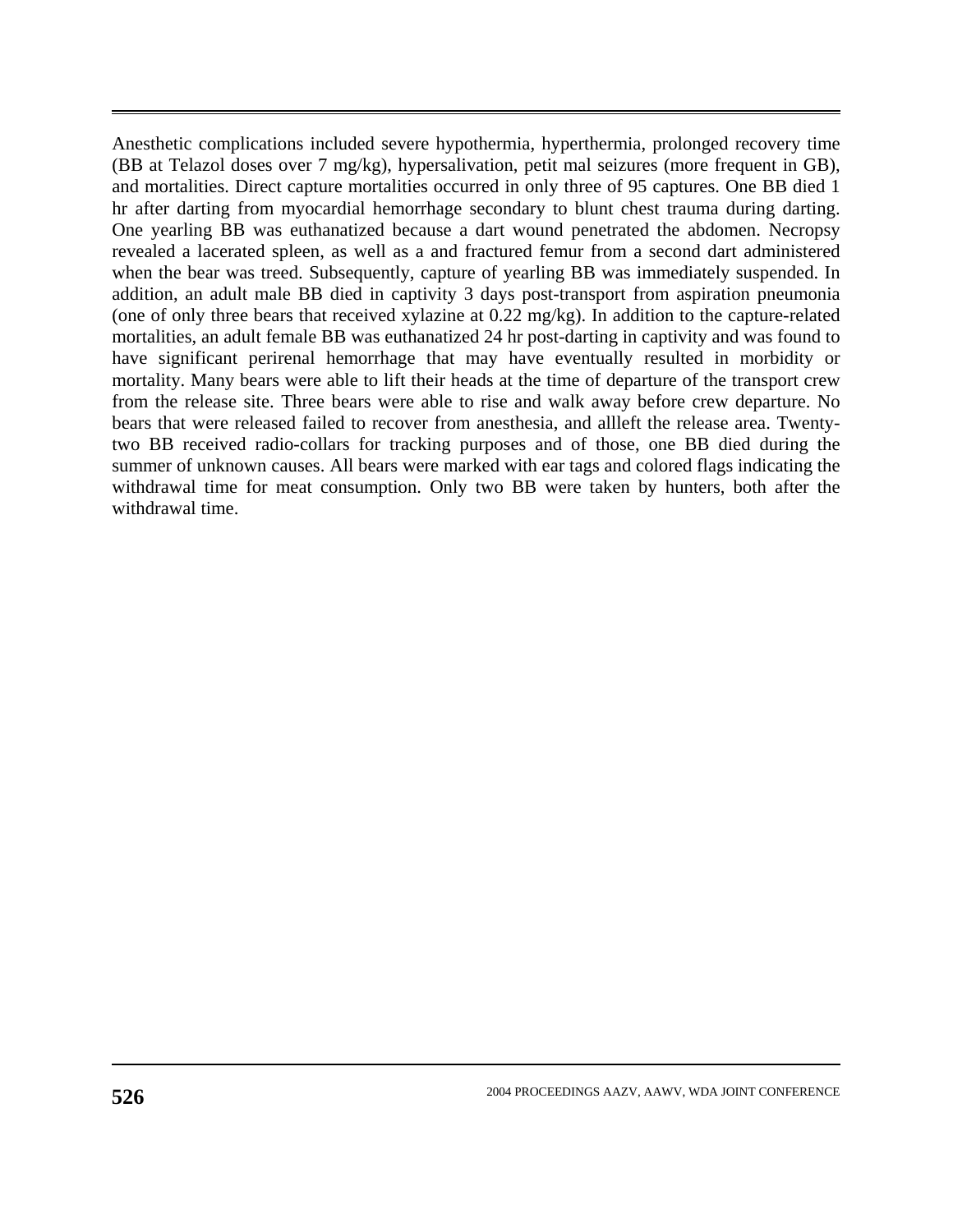Anesthetic complications included severe hypothermia, hyperthermia, prolonged recovery time (BB at Telazol doses over 7 mg/kg), hypersalivation, petit mal seizures (more frequent in GB), and mortalities. Direct capture mortalities occurred in only three of 95 captures. One BB died 1 hr after darting from myocardial hemorrhage secondary to blunt chest trauma during darting. One yearling BB was euthanatized because a dart wound penetrated the abdomen. Necropsy revealed a lacerated spleen, as well as a and fractured femur from a second dart administered when the bear was treed. Subsequently, capture of yearling BB was immediately suspended. In addition, an adult male BB died in captivity 3 days post-transport from aspiration pneumonia (one of only three bears that received xylazine at 0.22 mg/kg). In addition to the capture-related mortalities, an adult female BB was euthanatized 24 hr post-darting in captivity and was found to have significant perirenal hemorrhage that may have eventually resulted in morbidity or mortality. Many bears were able to lift their heads at the time of departure of the transport crew from the release site. Three bears were able to rise and walk away before crew departure. No bears that were released failed to recover from anesthesia, and allleft the release area. Twenty-two BB received radio-collars for tracking purposes and of those, one BB died during the summer of unknown causes. All bears were marked with ear tags and colored flags indicating the withdrawal time for meat consumption. Only two BB were taken by hunters, both after the withdrawal time.